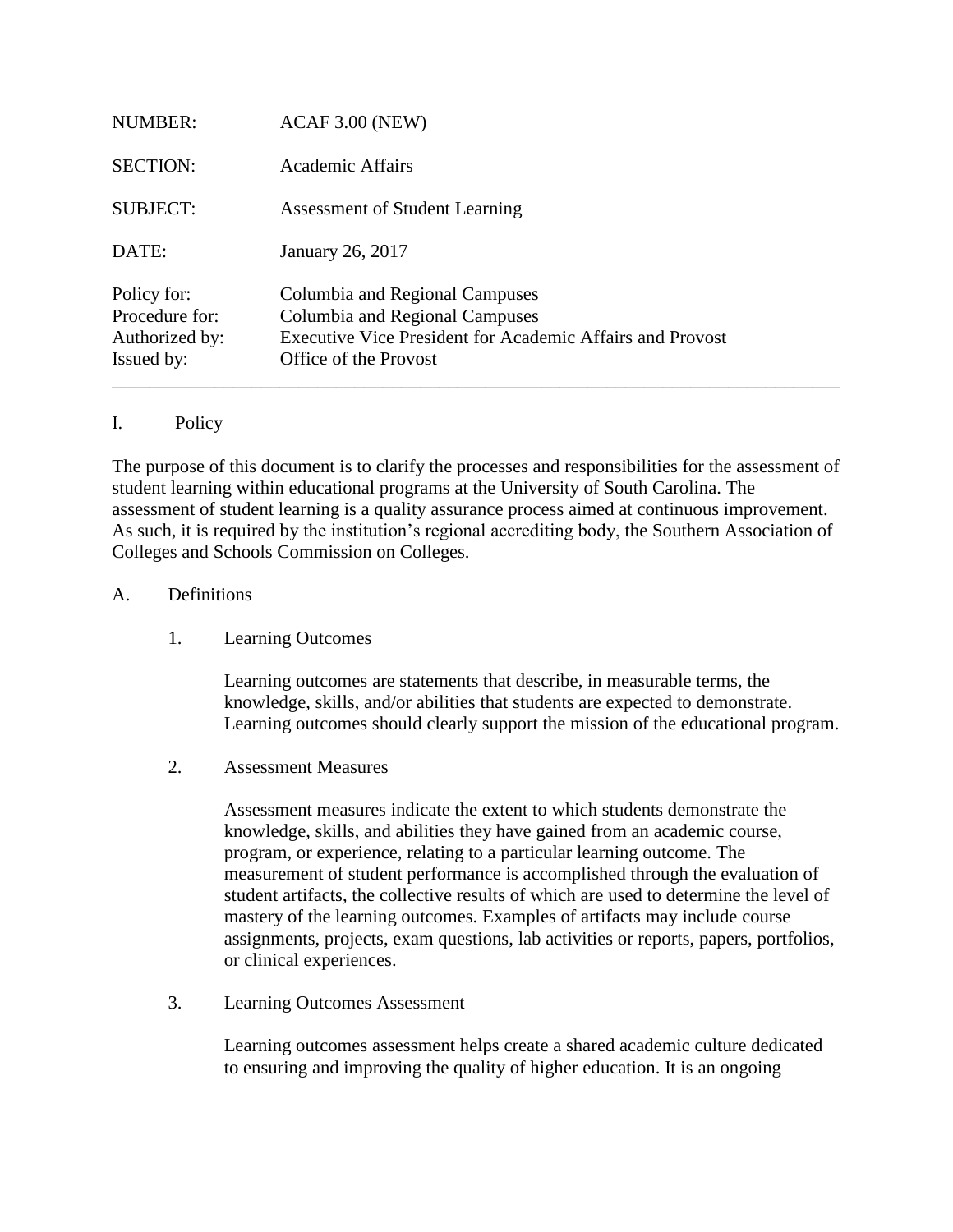| | |
|---|---|
| NUMBER: | ACAF 3.00 (NEW) |
| SECTION: | Academic Affairs |
| SUBJECT: | Assessment of Student Learning |
| DATE: | January 26, 2017 |
| Policy for: | Columbia and Regional Campuses |
| Procedure for: | Columbia and Regional Campuses |
| Authorized by: | Executive Vice President for Academic Affairs and Provost |
| Issued by: | Office of the Provost |

---

## I. Policy

The purpose of this document is to clarify the processes and responsibilities for the assessment of student learning within educational programs at the University of South Carolina. The assessment of student learning is a quality assurance process aimed at continuous improvement. As such, it is required by the institution's regional accrediting body, the Southern Association of Colleges and Schools Commission on Colleges.

### A. Definitions

1. Learning Outcomes

   Learning outcomes are statements that describe, in measurable terms, the knowledge, skills, and/or abilities that students are expected to demonstrate. Learning outcomes should clearly support the mission of the educational program.

2. Assessment Measures

   Assessment measures indicate the extent to which students demonstrate the knowledge, skills, and abilities they have gained from an academic course, program, or experience, relating to a particular learning outcome. The measurement of student performance is accomplished through the evaluation of student artifacts, the collective results of which are used to determine the level of mastery of the learning outcomes. Examples of artifacts may include course assignments, projects, exam questions, lab activities or reports, papers, portfolios, or clinical experiences.

3. Learning Outcomes Assessment

   Learning outcomes assessment helps create a shared academic culture dedicated to ensuring and improving the quality of higher education. It is an ongoing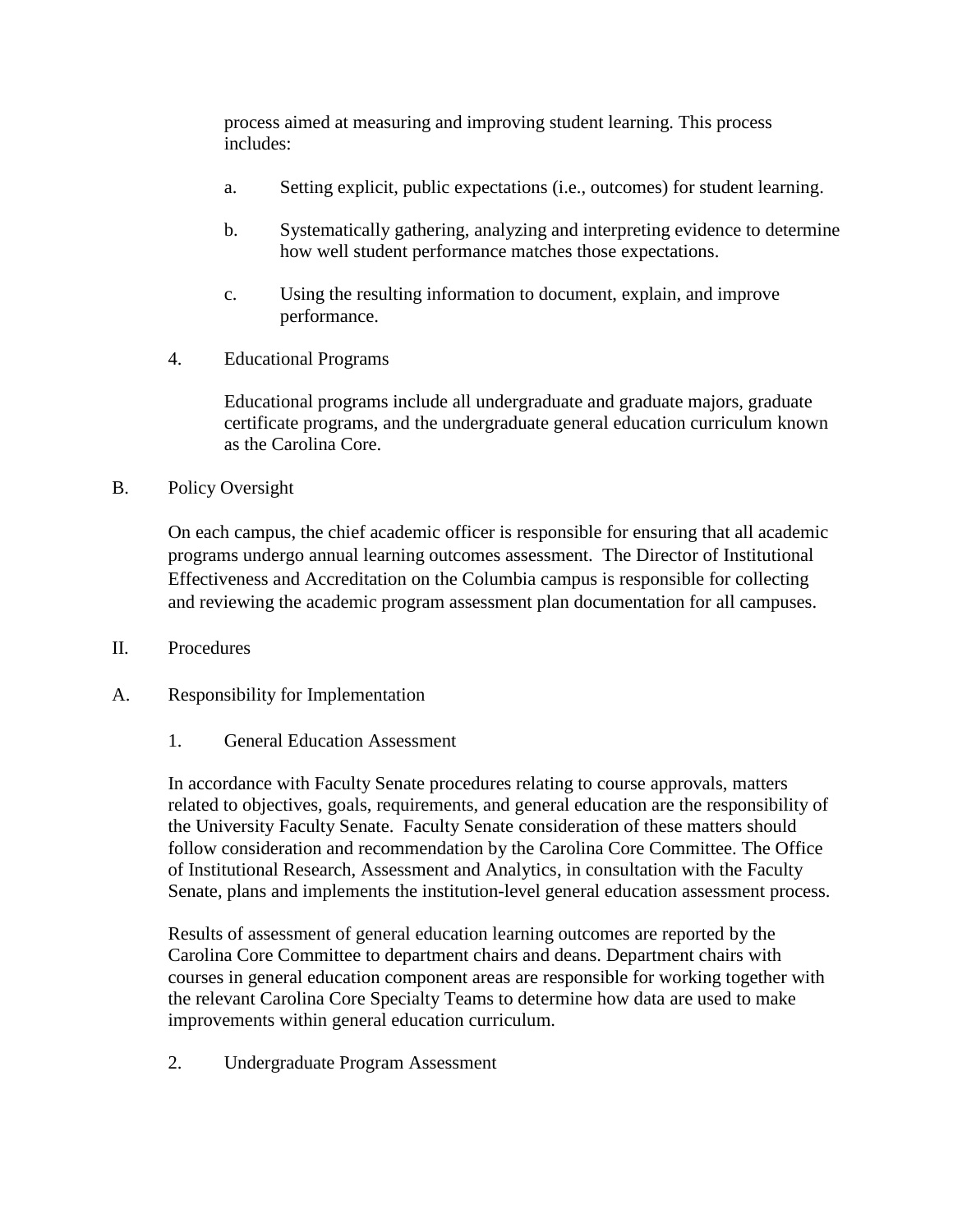process aimed at measuring and improving student learning. This process includes:

a. Setting explicit, public expectations (i.e., outcomes) for student learning.

b. Systematically gathering, analyzing and interpreting evidence to determine how well student performance matches those expectations.

c. Using the resulting information to document, explain, and improve performance.

4. Educational Programs

Educational programs include all undergraduate and graduate majors, graduate certificate programs, and the undergraduate general education curriculum known as the Carolina Core.

B. Policy Oversight

On each campus, the chief academic officer is responsible for ensuring that all academic programs undergo annual learning outcomes assessment. The Director of Institutional Effectiveness and Accreditation on the Columbia campus is responsible for collecting and reviewing the academic program assessment plan documentation for all campuses.

II. Procedures

A. Responsibility for Implementation

1. General Education Assessment

In accordance with Faculty Senate procedures relating to course approvals, matters related to objectives, goals, requirements, and general education are the responsibility of the University Faculty Senate. Faculty Senate consideration of these matters should follow consideration and recommendation by the Carolina Core Committee. The Office of Institutional Research, Assessment and Analytics, in consultation with the Faculty Senate, plans and implements the institution-level general education assessment process.

Results of assessment of general education learning outcomes are reported by the Carolina Core Committee to department chairs and deans. Department chairs with courses in general education component areas are responsible for working together with the relevant Carolina Core Specialty Teams to determine how data are used to make improvements within general education curriculum.

2. Undergraduate Program Assessment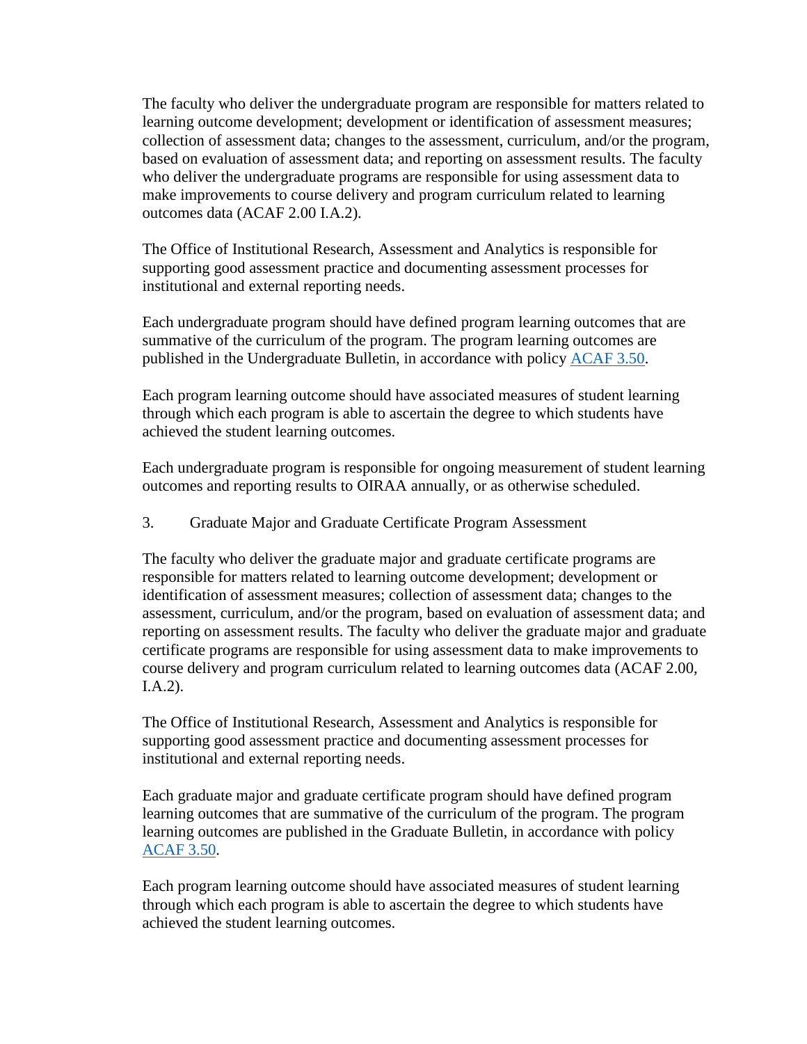The faculty who deliver the undergraduate program are responsible for matters related to learning outcome development; development or identification of assessment measures; collection of assessment data; changes to the assessment, curriculum, and/or the program, based on evaluation of assessment data; and reporting on assessment results. The faculty who deliver the undergraduate programs are responsible for using assessment data to make improvements to course delivery and program curriculum related to learning outcomes data (ACAF 2.00 I.A.2).

The Office of Institutional Research, Assessment and Analytics is responsible for supporting good assessment practice and documenting assessment processes for institutional and external reporting needs.

Each undergraduate program should have defined program learning outcomes that are summative of the curriculum of the program. The program learning outcomes are published in the Undergraduate Bulletin, in accordance with policy [ACAF 3.50](ACAF 3.50).

Each program learning outcome should have associated measures of student learning through which each program is able to ascertain the degree to which students have achieved the student learning outcomes.

Each undergraduate program is responsible for ongoing measurement of student learning outcomes and reporting results to OIRAA annually, or as otherwise scheduled.

3. Graduate Major and Graduate Certificate Program Assessment

The faculty who deliver the graduate major and graduate certificate programs are responsible for matters related to learning outcome development; development or identification of assessment measures; collection of assessment data; changes to the assessment, curriculum, and/or the program, based on evaluation of assessment data; and reporting on assessment results. The faculty who deliver the graduate major and graduate certificate programs are responsible for using assessment data to make improvements to course delivery and program curriculum related to learning outcomes data (ACAF 2.00, I.A.2).

The Office of Institutional Research, Assessment and Analytics is responsible for supporting good assessment practice and documenting assessment processes for institutional and external reporting needs.

Each graduate major and graduate certificate program should have defined program learning outcomes that are summative of the curriculum of the program. The program learning outcomes are published in the Graduate Bulletin, in accordance with policy [ACAF 3.50](ACAF 3.50).

Each program learning outcome should have associated measures of student learning through which each program is able to ascertain the degree to which students have achieved the student learning outcomes.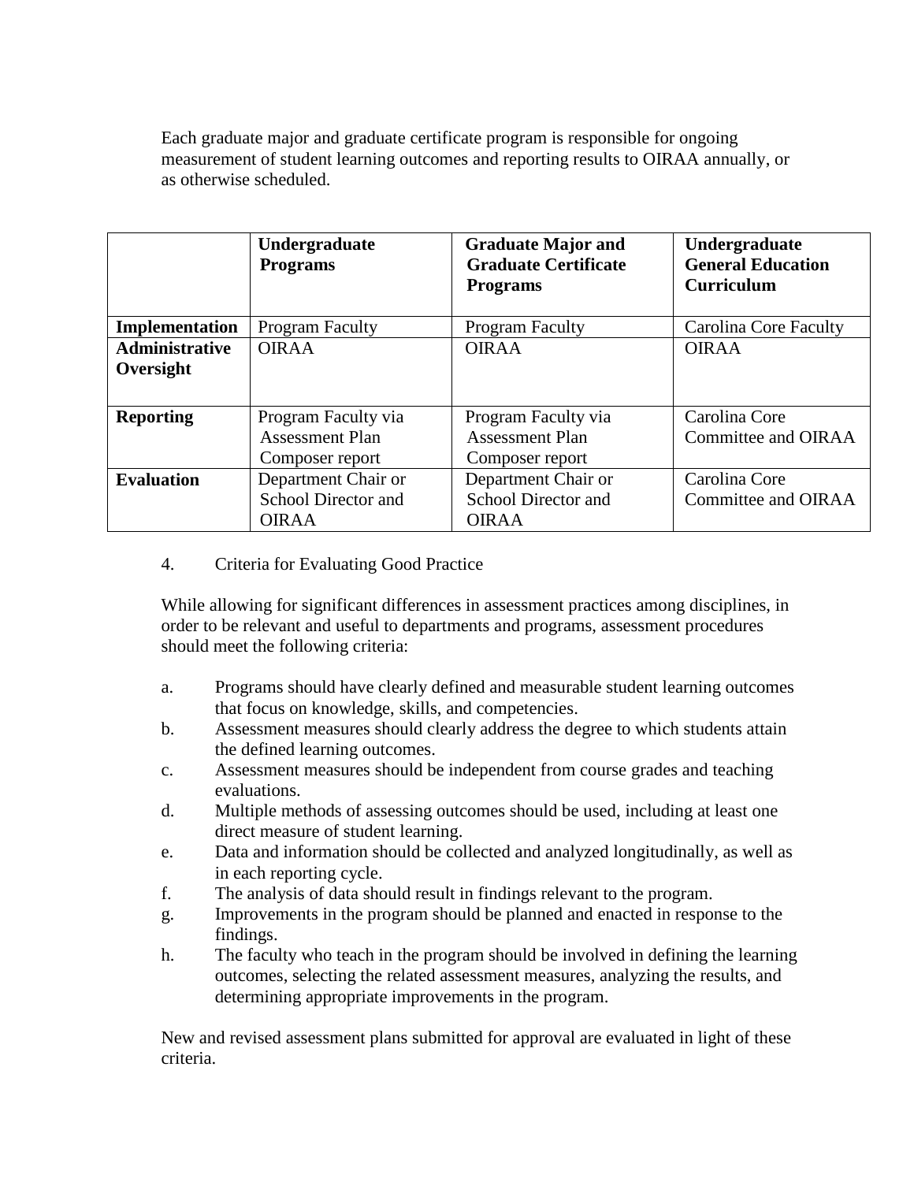Each graduate major and graduate certificate program is responsible for ongoing measurement of student learning outcomes and reporting results to OIRAA annually, or as otherwise scheduled.

| | **Undergraduate Programs** | **Graduate Major and Graduate Certificate Programs** | **Undergraduate General Education Curriculum** |
|---|---|---|---|
| **Implementation** | Program Faculty | Program Faculty | Carolina Core Faculty |
| **Administrative Oversight** | OIRAA | OIRAA | OIRAA |
| **Reporting** | Program Faculty via Assessment Plan Composer report | Program Faculty via Assessment Plan Composer report | Carolina Core Committee and OIRAA |
| **Evaluation** | Department Chair or School Director and OIRAA | Department Chair or School Director and OIRAA | Carolina Core Committee and OIRAA |

4. Criteria for Evaluating Good Practice

While allowing for significant differences in assessment practices among disciplines, in order to be relevant and useful to departments and programs, assessment procedures should meet the following criteria:

a. Programs should have clearly defined and measurable student learning outcomes that focus on knowledge, skills, and competencies.
b. Assessment measures should clearly address the degree to which students attain the defined learning outcomes.
c. Assessment measures should be independent from course grades and teaching evaluations.
d. Multiple methods of assessing outcomes should be used, including at least one direct measure of student learning.
e. Data and information should be collected and analyzed longitudinally, as well as in each reporting cycle.
f. The analysis of data should result in findings relevant to the program.
g. Improvements in the program should be planned and enacted in response to the findings.
h. The faculty who teach in the program should be involved in defining the learning outcomes, selecting the related assessment measures, analyzing the results, and determining appropriate improvements in the program.

New and revised assessment plans submitted for approval are evaluated in light of these criteria.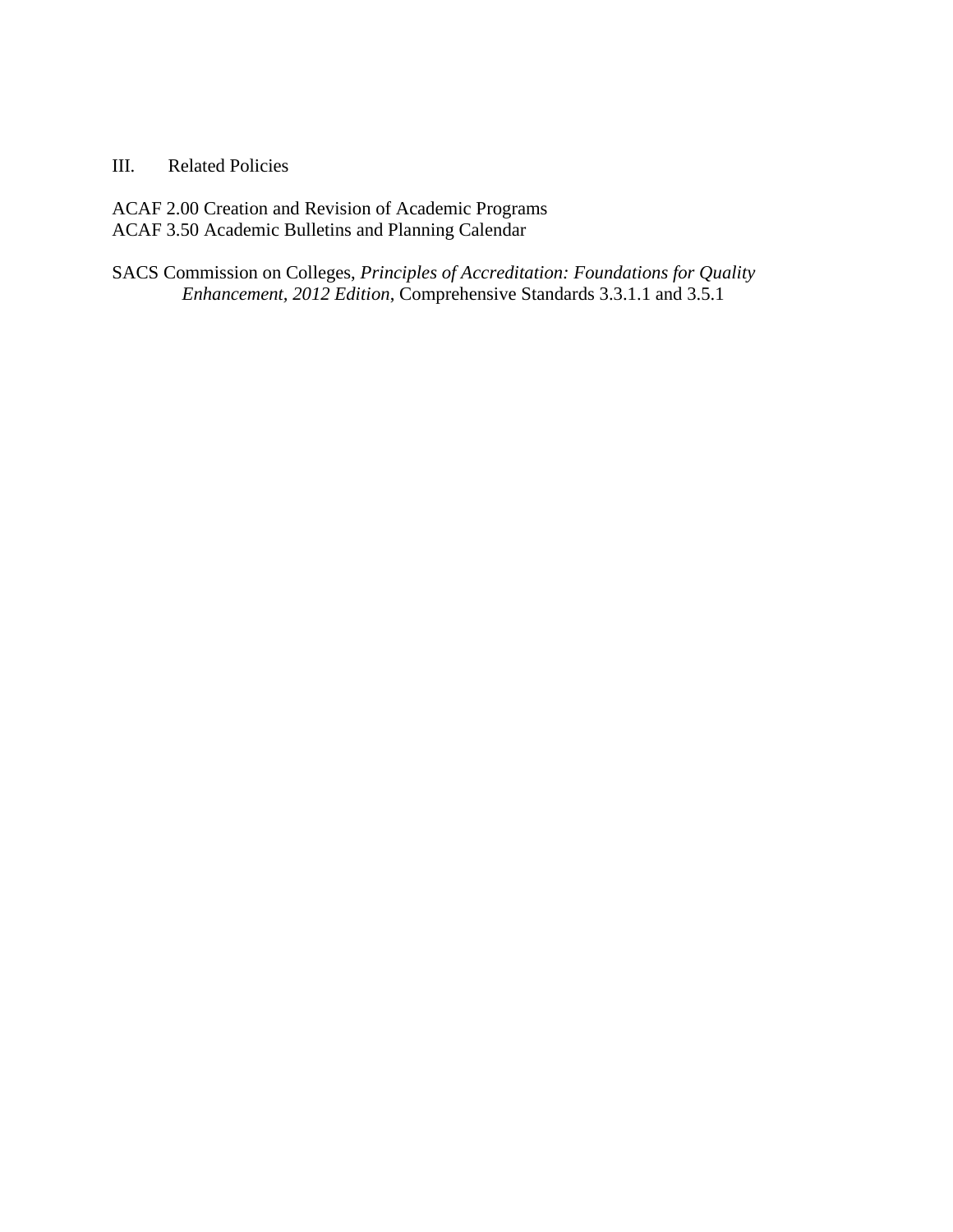## III. Related Policies

ACAF 2.00 Creation and Revision of Academic Programs
ACAF 3.50 Academic Bulletins and Planning Calendar

SACS Commission on Colleges, *Principles of Accreditation: Foundations for Quality Enhancement, 2012 Edition*, Comprehensive Standards 3.3.1.1 and 3.5.1